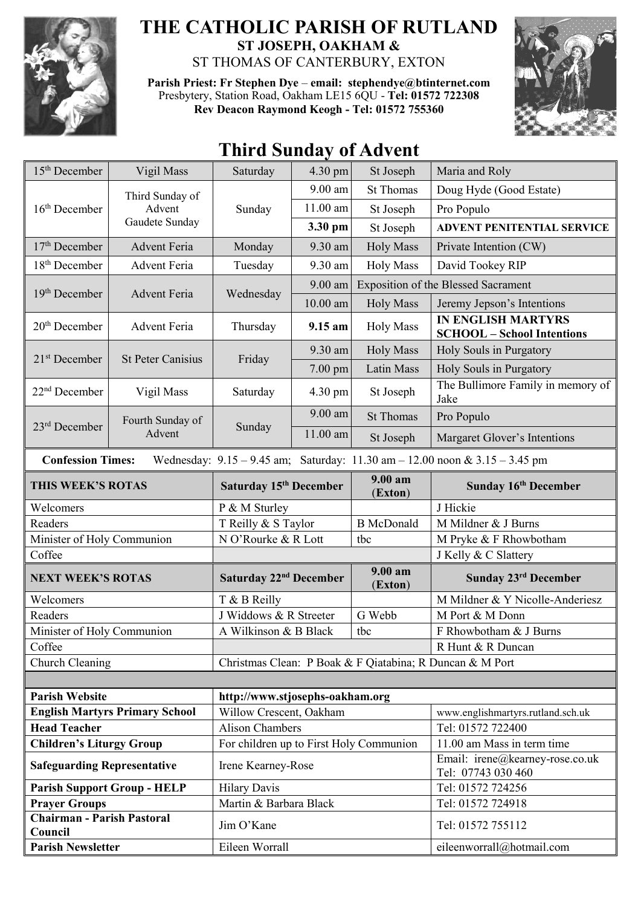# THE CATHOLIC PARISH OF RUTLAND

**ST JOSEPH, OAKHAM &**

ST THOMAS OF CANTERBURY, EXTON

**Parish Priest: Fr Stephen Dye – email: stephendye@btinternet.com**

Presbytery, Station Road, Oakham LE15 6QU - **Tel: 01572 722308**

**Rev Deacon Raymond Keogh - Tel: 01572 755360**

## Third Sunday of Advent

| Date | Occasion | Day | Time | Place | Intention |
|---|---|---|---|---|---|
| 15th December | Vigil Mass | Saturday | 4.30 pm | St Joseph | Maria and Roly |
| 16th December | Third Sunday of Advent Gaudete Sunday | Sunday | 9.00 am | St Thomas | Doug Hyde (Good Estate) |
| | | | 11.00 am | St Joseph | Pro Populo |
| | | | **3.30 pm** | St Joseph | **ADVENT PENITENTIAL SERVICE** |
| 17th December | Advent Feria | Monday | 9.30 am | Holy Mass | Private Intention (CW) |
| 18th December | Advent Feria | Tuesday | 9.30 am | Holy Mass | David Tookey RIP |
| 19th December | Advent Feria | Wednesday | 9.00 am | Exposition of the Blessed Sacrament | |
| | | | 10.00 am | Holy Mass | Jeremy Jepson's Intentions |
| 20th December | Advent Feria | Thursday | **9.15 am** | Holy Mass | **IN ENGLISH MARTYRS SCHOOL – School Intentions** |
| 21st December | St Peter Canisius | Friday | 9.30 am | Holy Mass | Holy Souls in Purgatory |
| | | | 7.00 pm | Latin Mass | Holy Souls in Purgatory |
| 22nd December | Vigil Mass | Saturday | 4.30 pm | St Joseph | The Bullimore Family in memory of Jake |
| 23rd December | Fourth Sunday of Advent | Sunday | 9.00 am | St Thomas | Pro Populo |
| | | | 11.00 am | St Joseph | Margaret Glover's Intentions |

**Confession Times:** Wednesday: 9.15 – 9.45 am; Saturday: 11.30 am – 12.00 noon & 3.15 – 3.45 pm

| **THIS WEEK'S ROTAS** | **Saturday 15th December** | **9.00 am (Exton)** | **Sunday 16th December** |
|---|---|---|---|
| Welcomers | P & M Sturley | | J Hickie |
| Readers | T Reilly & S Taylor | B McDonald | M Mildner & J Burns |
| Minister of Holy Communion | N O'Rourke & R Lott | tbc | M Pryke & F Rhowbotham |
| Coffee | | | J Kelly & C Slattery |
| **NEXT WEEK'S ROTAS** | **Saturday 22nd December** | **9.00 am (Exton)** | **Sunday 23rd December** |
| Welcomers | T & B Reilly | | M Mildner & Y Nicolle-Anderiesz |
| Readers | J Widdows & R Streeter | G Webb | M Port & M Donn |
| Minister of Holy Communion | A Wilkinson & B Black | tbc | F Rhowbotham & J Burns |
| Coffee | | | R Hunt & R Duncan |
| Church Cleaning | Christmas Clean: P Boak & F Qiatabina; R Duncan & M Port | | |

| | | |
|---|---|---|
| **Parish Website** | **http://www.stjosephs-oakham.org** | |
| **English Martyrs Primary School** | Willow Crescent, Oakham | www.englishmartyrs.rutland.sch.uk |
| **Head Teacher** | Alison Chambers | Tel: 01572 722400 |
| **Children's Liturgy Group** | For children up to First Holy Communion | 11.00 am Mass in term time |
| **Safeguarding Representative** | Irene Kearney-Rose | Email: irene@kearney-rose.co.uk Tel: 07743 030 460 |
| **Parish Support Group - HELP** | Hilary Davis | Tel: 01572 724256 |
| **Prayer Groups** | Martin & Barbara Black | Tel: 01572 724918 |
| **Chairman - Parish Pastoral Council** | Jim O'Kane | Tel: 01572 755112 |
| **Parish Newsletter** | Eileen Worrall | eileenworrall@hotmail.com |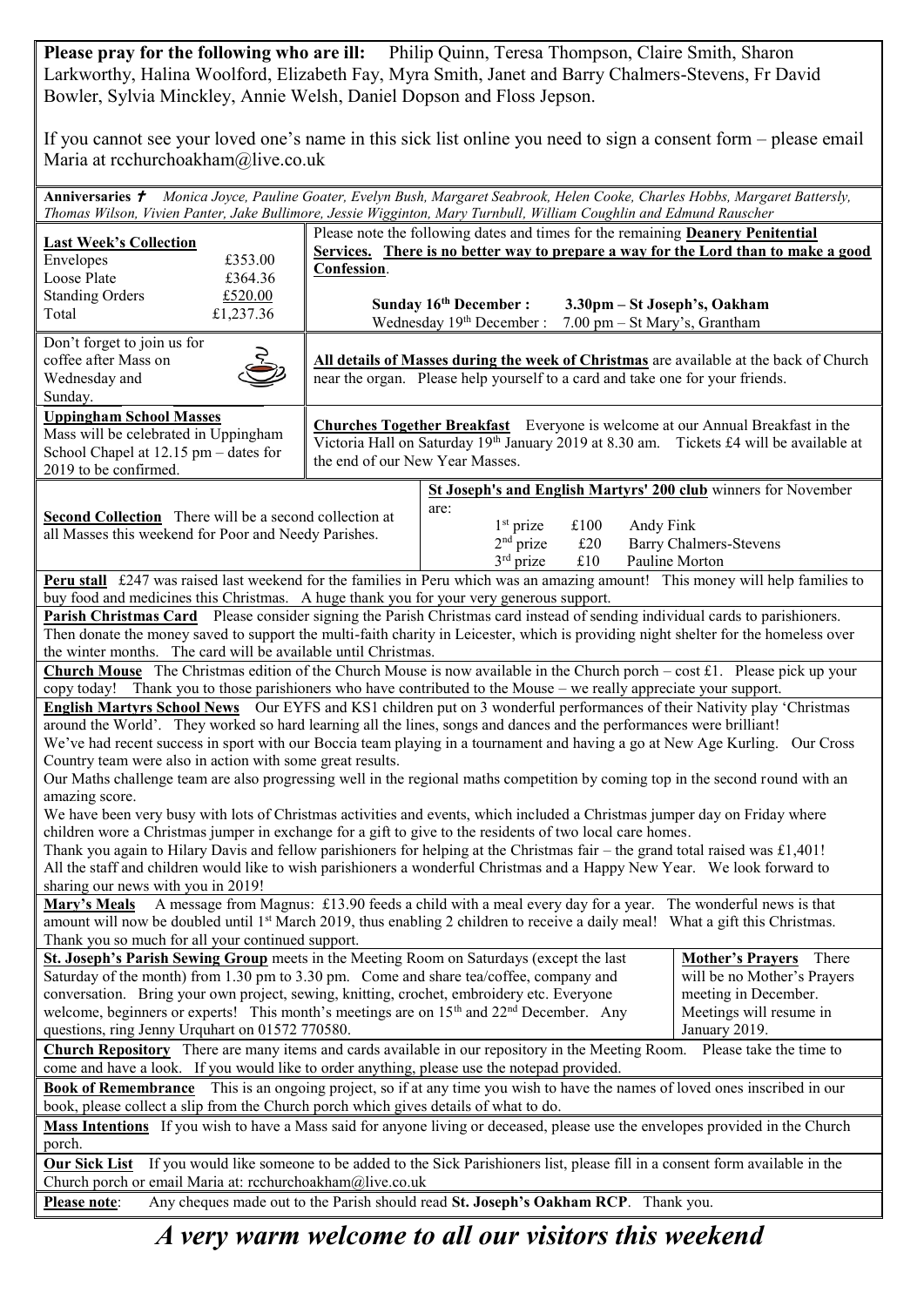**Please pray for the following who are ill:** Philip Quinn, Teresa Thompson, Claire Smith, Sharon Larkworthy, Halina Woolford, Elizabeth Fay, Myra Smith, Janet and Barry Chalmers-Stevens, Fr David Bowler, Sylvia Minckley, Annie Welsh, Daniel Dopson and Floss Jepson.

If you cannot see your loved one's name in this sick list online you need to sign a consent form – please email Maria at rcchurchoakham@live.co.uk

**Anniversaries** ✝ *Monica Joyce, Pauline Goater, Evelyn Bush, Margaret Seabrook, Helen Cooke, Charles Hobbs, Margaret Battersly, Thomas Wilson, Vivien Panter, Jake Bullimore, Jessie Wigginton, Mary Turnbull, William Coughlin and Edmund Rauscher*

**Last Week's Collection**

| | |
|---|---|
| Envelopes | £353.00 |
| Loose Plate | £364.36 |
| Standing Orders | £520.00 |
| Total | £1,237.36 |

Please note the following dates and times for the remaining **Deanery Penitential Services. There is no better way to prepare a way for the Lord than to make a good Confession**.

**Sunday 16th December : 3.30pm – St Joseph's, Oakham**
Wednesday 19th December : 7.00 pm – St Mary's, Grantham

Don't forget to join us for coffee after Mass on Wednesday and Sunday.

**All details of Masses during the week of Christmas** are available at the back of Church near the organ. Please help yourself to a card and take one for your friends.

**Uppingham School Masses**
Mass will be celebrated in Uppingham School Chapel at 12.15 pm – dates for 2019 to be confirmed.

**Churches Together Breakfast** Everyone is welcome at our Annual Breakfast in the Victoria Hall on Saturday 19th January 2019 at 8.30 am. Tickets £4 will be available at the end of our New Year Masses.

**Second Collection** There will be a second collection at all Masses this weekend for Poor and Needy Parishes.

**St Joseph's and English Martyrs' 200 club** winners for November are:

| | | |
|---|---|---|
| 1st prize | £100 | Andy Fink |
| 2nd prize | £20 | Barry Chalmers-Stevens |
| 3rd prize | £10 | Pauline Morton |

**Peru stall** £247 was raised last weekend for the families in Peru which was an amazing amount! This money will help families to buy food and medicines this Christmas. A huge thank you for your very generous support.

**Parish Christmas Card** Please consider signing the Parish Christmas card instead of sending individual cards to parishioners. Then donate the money saved to support the multi-faith charity in Leicester, which is providing night shelter for the homeless over the winter months. The card will be available until Christmas.

**Church Mouse** The Christmas edition of the Church Mouse is now available in the Church porch – cost £1. Please pick up your copy today! Thank you to those parishioners who have contributed to the Mouse – we really appreciate your support.

**English Martyrs School News** Our EYFS and KS1 children put on 3 wonderful performances of their Nativity play 'Christmas around the World'. They worked so hard learning all the lines, songs and dances and the performances were brilliant!
We've had recent success in sport with our Boccia team playing in a tournament and having a go at New Age Kurling. Our Cross Country team were also in action with some great results.
Our Maths challenge team are also progressing well in the regional maths competition by coming top in the second round with an amazing score.
We have been very busy with lots of Christmas activities and events, which included a Christmas jumper day on Friday where children wore a Christmas jumper in exchange for a gift to give to the residents of two local care homes.
Thank you again to Hilary Davis and fellow parishioners for helping at the Christmas fair – the grand total raised was £1,401!
All the staff and children would like to wish parishioners a wonderful Christmas and a Happy New Year. We look forward to sharing our news with you in 2019!

**Mary's Meals** A message from Magnus: £13.90 feeds a child with a meal every day for a year. The wonderful news is that amount will now be doubled until 1st March 2019, thus enabling 2 children to receive a daily meal! What a gift this Christmas. Thank you so much for all your continued support.

**St. Joseph's Parish Sewing Group** meets in the Meeting Room on Saturdays (except the last Saturday of the month) from 1.30 pm to 3.30 pm. Come and share tea/coffee, company and conversation. Bring your own project, sewing, knitting, crochet, embroidery etc. Everyone welcome, beginners or experts! This month's meetings are on 15th and 22nd December. Any questions, ring Jenny Urquhart on 01572 770580.

**Mother's Prayers** There will be no Mother's Prayers meeting in December. Meetings will resume in January 2019.

**Church Repository** There are many items and cards available in our repository in the Meeting Room. Please take the time to come and have a look. If you would like to order anything, please use the notepad provided.

**Book of Remembrance** This is an ongoing project, so if at any time you wish to have the names of loved ones inscribed in our book, please collect a slip from the Church porch which gives details of what to do.

**Mass Intentions** If you wish to have a Mass said for anyone living or deceased, please use the envelopes provided in the Church porch.

**Our Sick List** If you would like someone to be added to the Sick Parishioners list, please fill in a consent form available in the Church porch or email Maria at: rcchurchoakham@live.co.uk

**Please note**: Any cheques made out to the Parish should read **St. Joseph's Oakham RCP**. Thank you.

***A very warm welcome to all our visitors this weekend***